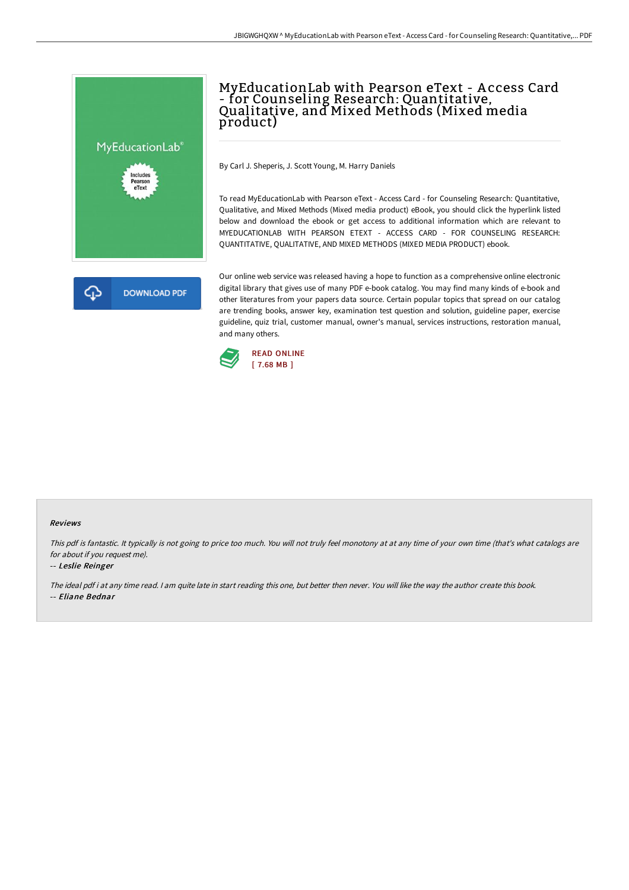# MyEducationLab with Pearson eText - Access Card - for Counseling Research: Quantitative, Qualitative, and Mixed Methods (Mixed media product)

By Carl J. Sheperis, J. Scott Young, M. Harry Daniels

To read MyEducationLab with Pearson eText - Access Card - for Counseling Research: Quantitative, Qualitative, and Mixed Methods (Mixed media product) eBook, you should click the hyperlink listed below and download the ebook or get access to additional information which are relevant to MYEDUCATIONLAB WITH PEARSON ETEXT - ACCESS CARD - FOR COUNSELING RESEARCH: QUANTITATIVE, QUALITATIVE, AND MIXED METHODS (MIXED MEDIA PRODUCT) ebook.

DOWNLOAD PDF

Our online web service was released having a hope to function as a comprehensive online electronic digital library that gives use of many PDF e-book catalog. You may find many kinds of e-book and other literatures from your papers data source. Certain popular topics that spread on our catalog are trending books, answer key, examination test question and solution, guideline paper, exercise guideline, quiz trial, customer manual, owner's manual, services instructions, restoration manual, and many others.

READ ONLINE
[ 7.68 MB ]

### Reviews

*This pdf is fantastic. It typically is not going to price too much. You will not truly feel monotony at at any time of your own time (that's what catalogs are for about if you request me).*

-- *Leslie Reinger*

*The ideal pdf i at any time read. I am quite late in start reading this one, but better then never. You will like the way the author create this book.*

-- *Eliane Bednar*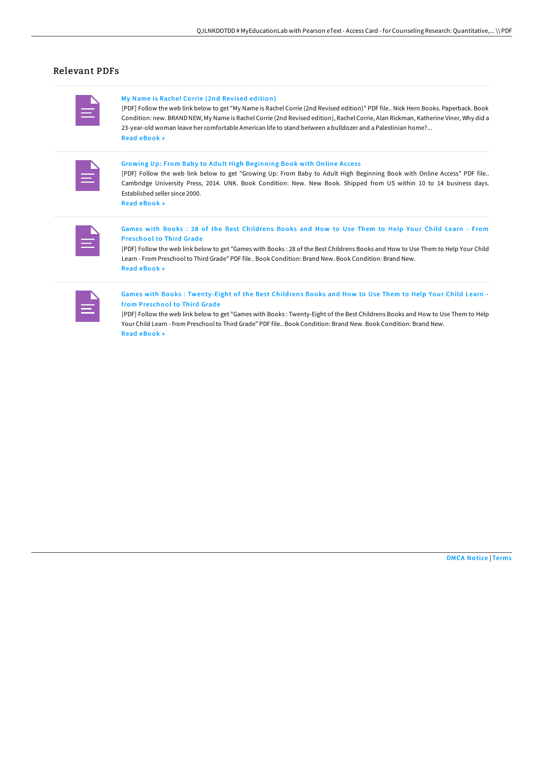## Relevant PDFs

### My Name is Rachel Corrie (2nd Revised edition)

[PDF] Follow the web link below to get "My Name is Rachel Corrie (2nd Revised edition)" PDF file.. Nick Hern Books. Paperback. Book Condition: new. BRAND NEW, My Name is Rachel Corrie (2nd Revised edition), Rachel Corrie, Alan Rickman, Katherine Viner, Why did a 23-year-old woman leave her comfortable American life to stand between a bulldozer and a Palestinian home?...

Read eBook »

### Growing Up: From Baby to Adult High Beginning Book with Online Access

[PDF] Follow the web link below to get "Growing Up: From Baby to Adult High Beginning Book with Online Access" PDF file.. Cambridge University Press, 2014. UNK. Book Condition: New. New Book. Shipped from US within 10 to 14 business days. Established seller since 2000.

Read eBook »

### Games with Books : 28 of the Best Childrens Books and How to Use Them to Help Your Child Learn - From Preschool to Third Grade

[PDF] Follow the web link below to get "Games with Books : 28 of the Best Childrens Books and How to Use Them to Help Your Child Learn - From Preschool to Third Grade" PDF file.. Book Condition: Brand New. Book Condition: Brand New.

Read eBook »

### Games with Books : Twenty-Eight of the Best Childrens Books and How to Use Them to Help Your Child Learn - from Preschool to Third Grade

[PDF] Follow the web link below to get "Games with Books : Twenty-Eight of the Best Childrens Books and How to Use Them to Help Your Child Learn - from Preschool to Third Grade" PDF file.. Book Condition: Brand New. Book Condition: Brand New.

Read eBook »

DMCA Notice | Terms